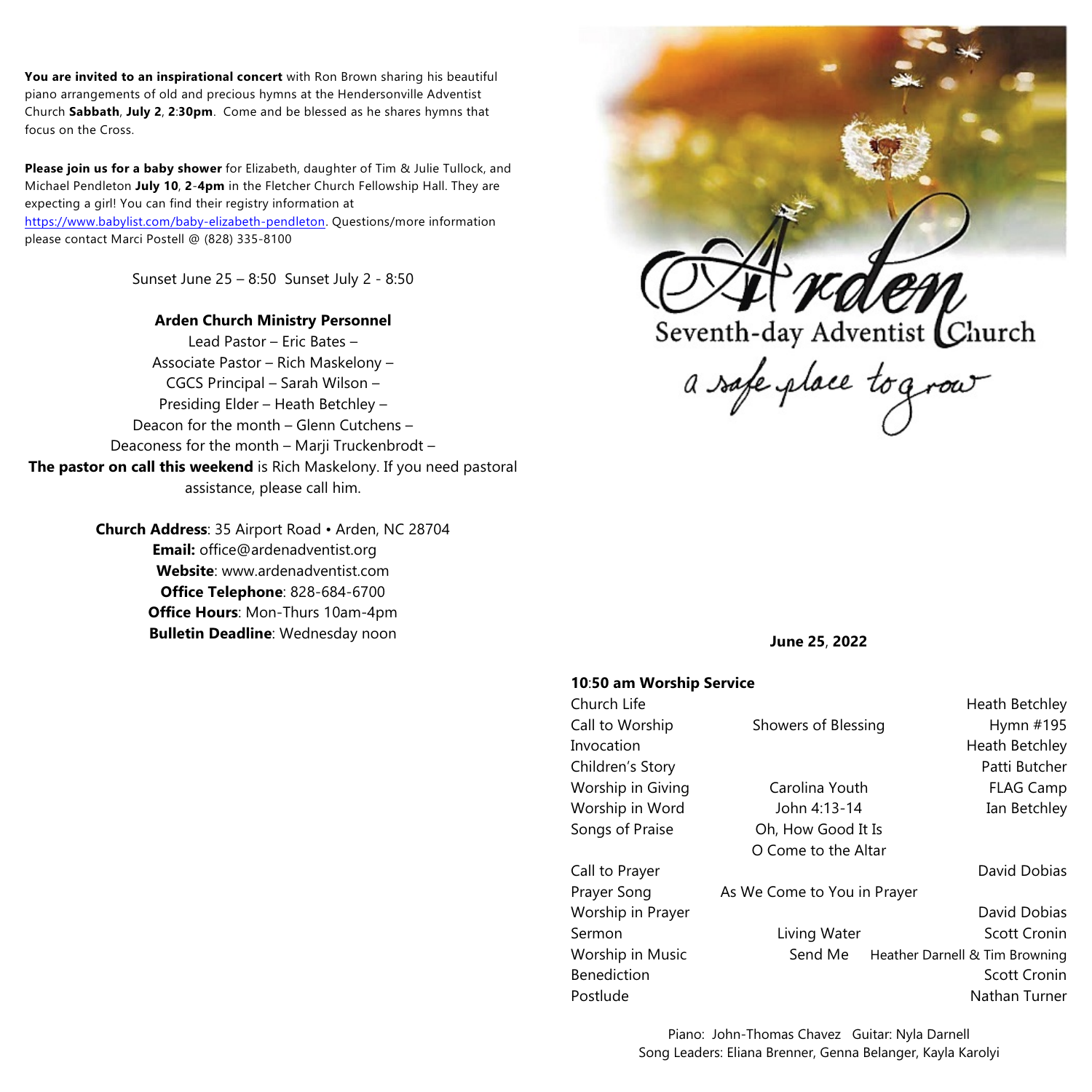**You are invited to an inspirational concert** with Ron Brown sharing his beautiful piano arrangements of old and precious hymns at the Hendersonville Adventist Church **Sabbath**, **July 2**, **2**:**30pm**. Come and be blessed as he shares hymns that focus on the Cross.

**Please join us for a baby shower** for Elizabeth, daughter of Tim & Julie Tullock, and Michael Pendleton **July 10**, **2**-**4pm** in the Fletcher Church Fellowship Hall. They are expecting a girl! You can find their registry information at https://www.babylist.com/baby-elizabeth-pendleton. Questions/more information please contact Marci Postell @ (828) 335-8100

Sunset June 25 – 8:50 Sunset July 2 - 8:50

**Arden Church Ministry Personnel**

Lead Pastor – Eric Bates –
Associate Pastor – Rich Maskelony –
CGCS Principal – Sarah Wilson –
Presiding Elder – Heath Betchley –
Deacon for the month – Glenn Cutchens –
Deaconess for the month – Marji Truckenbrodt –
**The pastor on call this weekend** is Rich Maskelony. If you need pastoral assistance, please call him.

**Church Address**: 35 Airport Road • Arden, NC 28704
**Email:** office@ardenadventist.org
**Website**: www.ardenadventist.com
**Office Telephone**: 828-684-6700
**Office Hours**: Mon-Thurs 10am-4pm
**Bulletin Deadline**: Wednesday noon

# Arden
## Seventh-day Adventist Church
*a safe place to grow*

**June 25**, **2022**

**10**:**50 am Worship Service**

| | | |
|---|---|---|
| Church Life | | Heath Betchley |
| Call to Worship | Showers of Blessing | Hymn #195 |
| Invocation | | Heath Betchley |
| Children's Story | | Patti Butcher |
| Worship in Giving | Carolina Youth | FLAG Camp |
| Worship in Word | John 4:13-14 | Ian Betchley |
| Songs of Praise | Oh, How Good It Is<br>O Come to the Altar | |
| Call to Prayer | | David Dobias |
| Prayer Song | As We Come to You in Prayer | |
| Worship in Prayer | | David Dobias |
| Sermon | Living Water | Scott Cronin |
| Worship in Music | Send Me | Heather Darnell & Tim Browning |
| Benediction | | Scott Cronin |
| Postlude | | Nathan Turner |

Piano: John-Thomas Chavez Guitar: Nyla Darnell
Song Leaders: Eliana Brenner, Genna Belanger, Kayla Karolyi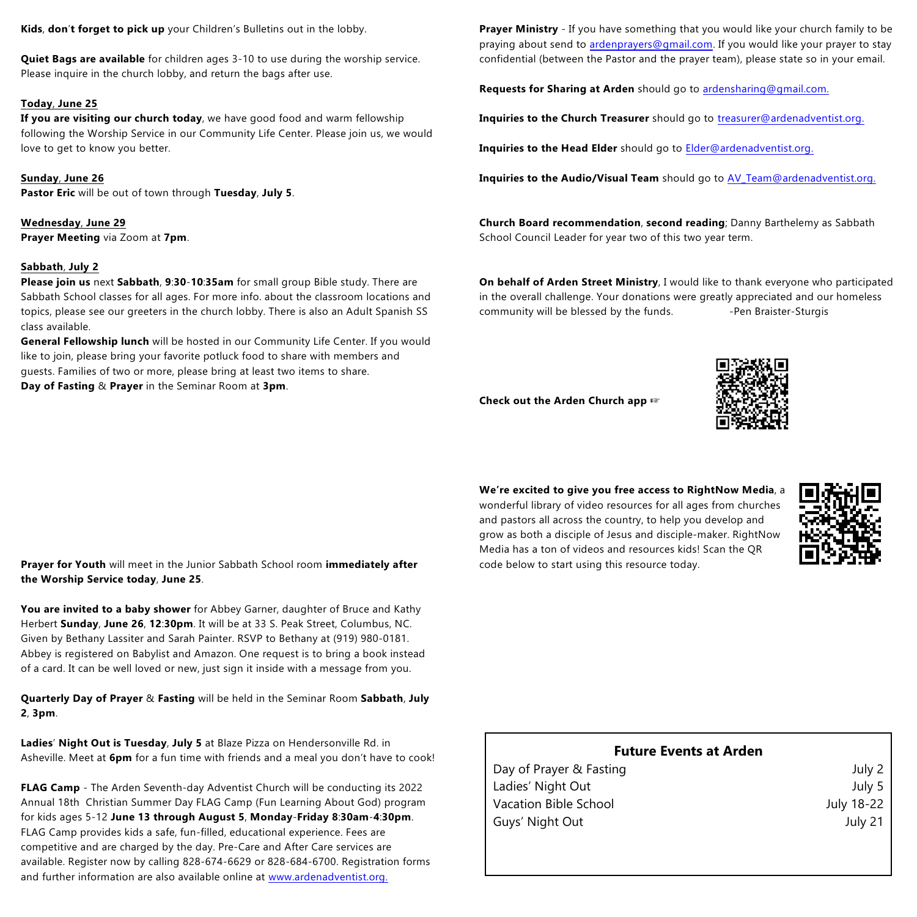**Kids**, **don't forget to pick up** your Children's Bulletins out in the lobby.

**Quiet Bags are available** for children ages 3-10 to use during the worship service. Please inquire in the church lobby, and return the bags after use.

**Today, June 25**

**If you are visiting our church today**, we have good food and warm fellowship following the Worship Service in our Community Life Center. Please join us, we would love to get to know you better.

**Sunday, June 26**

**Pastor Eric** will be out of town through **Tuesday**, **July 5**.

**Wednesday, June 29**

**Prayer Meeting** via Zoom at **7pm**.

**Sabbath, July 2**

**Please join us** next **Sabbath**, **9**:**30**-**10**:**35am** for small group Bible study. There are Sabbath School classes for all ages. For more info. about the classroom locations and topics, please see our greeters in the church lobby. There is also an Adult Spanish SS class available.

**General Fellowship lunch** will be hosted in our Community Life Center. If you would like to join, please bring your favorite potluck food to share with members and guests. Families of two or more, please bring at least two items to share.

**Day of Fasting** & **Prayer** in the Seminar Room at **3pm**.

**Prayer for Youth** will meet in the Junior Sabbath School room **immediately after the Worship Service today**, **June 25**.

**You are invited to a baby shower** for Abbey Garner, daughter of Bruce and Kathy Herbert **Sunday**, **June 26**, **12**:**30pm**. It will be at 33 S. Peak Street, Columbus, NC. Given by Bethany Lassiter and Sarah Painter. RSVP to Bethany at (919) 980-0181. Abbey is registered on Babylist and Amazon. One request is to bring a book instead of a card. It can be well loved or new, just sign it inside with a message from you.

**Quarterly Day of Prayer** & **Fasting** will be held in the Seminar Room **Sabbath**, **July 2**, **3pm**.

**Ladies' Night Out is Tuesday**, **July 5** at Blaze Pizza on Hendersonville Rd. in Asheville. Meet at **6pm** for a fun time with friends and a meal you don't have to cook!

**FLAG Camp** - The Arden Seventh-day Adventist Church will be conducting its 2022 Annual 18th Christian Summer Day FLAG Camp (Fun Learning About God) program for kids ages 5-12 **June 13 through August 5**, **Monday**-**Friday 8**:**30am**-**4**:**30pm**. FLAG Camp provides kids a safe, fun-filled, educational experience. Fees are competitive and are charged by the day. Pre-Care and After Care services are available. Register now by calling 828-674-6629 or 828-684-6700. Registration forms and further information are also available online at www.ardenadventist.org.

**Prayer Ministry** - If you have something that you would like your church family to be praying about send to ardenprayers@gmail.com. If you would like your prayer to stay confidential (between the Pastor and the prayer team), please state so in your email.

**Requests for Sharing at Arden** should go to ardensharing@gmail.com.

**Inquiries to the Church Treasurer** should go to treasurer@ardenadventist.org.

**Inquiries to the Head Elder** should go to Elder@ardenadventist.org.

**Inquiries to the Audio/Visual Team** should go to AV_Team@ardenadventist.org.

**Church Board recommendation**, **second reading**; Danny Barthelemy as Sabbath School Council Leader for year two of this two year term.

**On behalf of Arden Street Ministry**, I would like to thank everyone who participated in the overall challenge. Your donations were greatly appreciated and our homeless community will be blessed by the funds. -Pen Braister-Sturgis

**Check out the Arden Church app** ☞

**We're excited to give you free access to RightNow Media**, a wonderful library of video resources for all ages from churches and pastors all across the country, to help you develop and grow as both a disciple of Jesus and disciple-maker. RightNow Media has a ton of videos and resources kids! Scan the QR code below to start using this resource today.

**Future Events at Arden**

| | |
|---|---|
| Day of Prayer & Fasting | July 2 |
| Ladies' Night Out | July 5 |
| Vacation Bible School | July 18-22 |
| Guys' Night Out | July 21 |